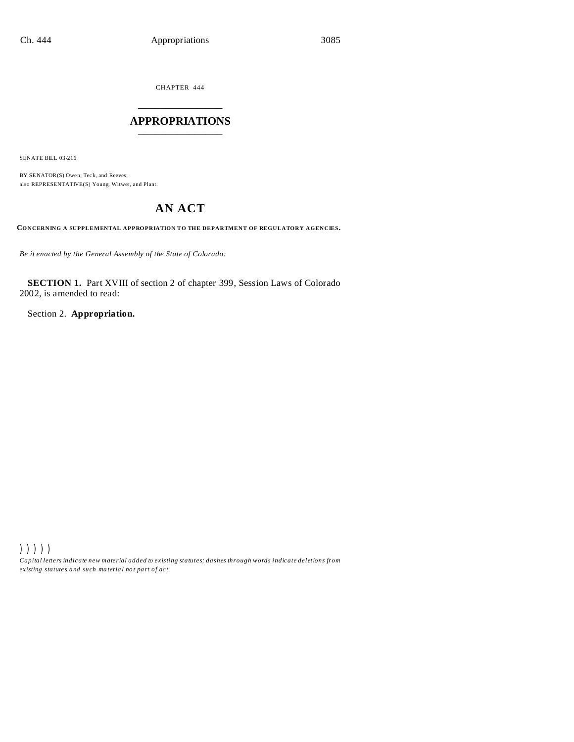CHAPTER 444

# APPROPRIATIONS

SENATE BILL 03-216

BY SENATOR(S) Owen, Teck, and Reeves;
also REPRESENTATIVE(S) Young, Witwer, and Plant.

## AN ACT

**CONCERNING A SUPPLEMENTAL APPROPRIATION TO THE DEPARTMENT OF REGULATORY AGENCIES.**

*Be it enacted by the General Assembly of the State of Colorado:*

**SECTION 1.** Part XVIII of section 2 of chapter 399, Session Laws of Colorado 2002, is amended to read:

Section 2. **Appropriation.**

) ) ) ) )

*Capital letters indicate new material added to existing statutes; dashes through words indicate deletions from existing statutes and such material not part of act.*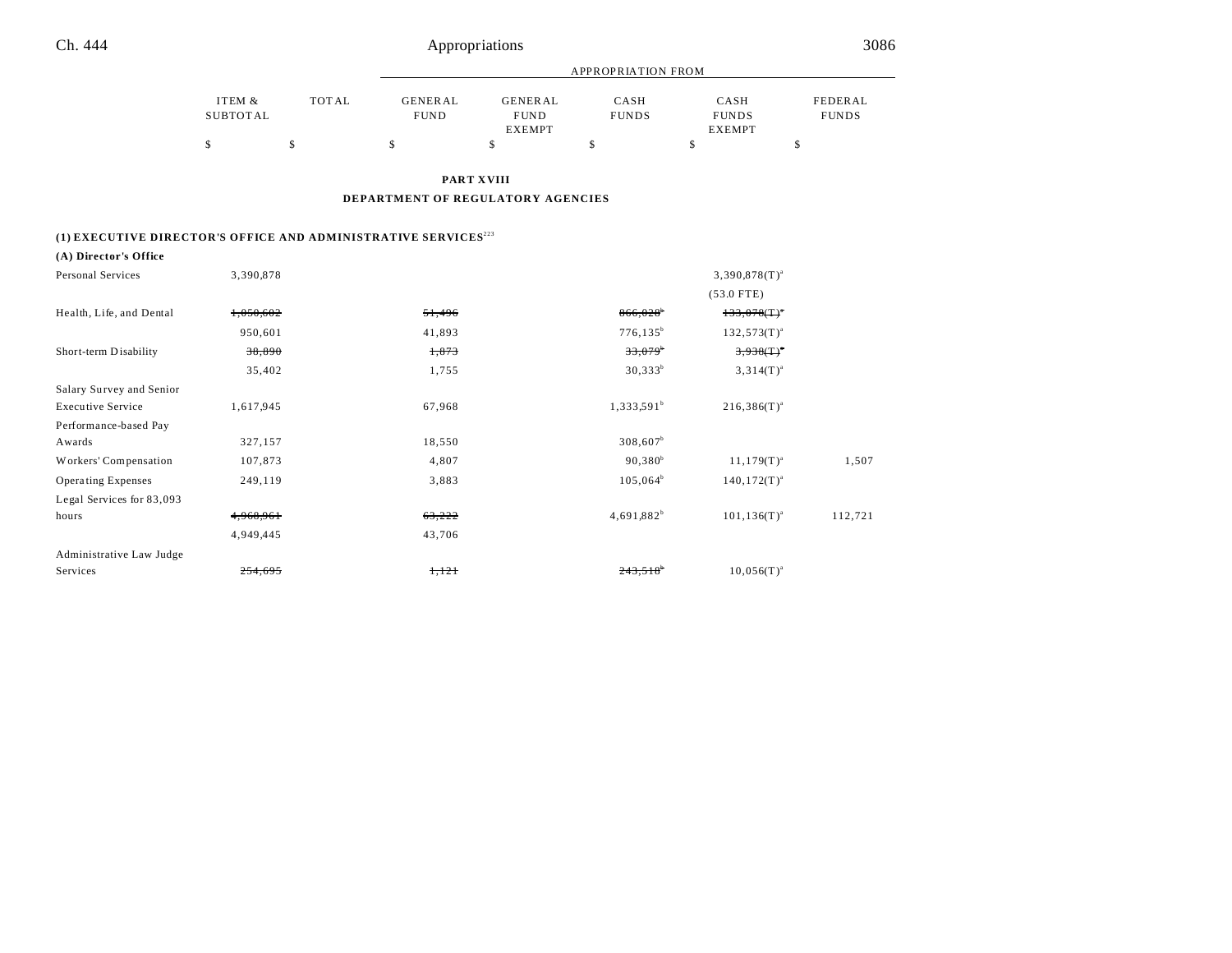| | ITEM & SUBTOTAL | TOTAL | GENERAL FUND | GENERAL FUND EXEMPT | CASH FUNDS | CASH FUNDS EXEMPT | FEDERAL FUNDS |
|---|---|---|---|---|---|---|---|
| | | | APPROPRIATION FROM | | | | |
| | $ | $ | $ | $ | $ | $ | $ |

**PART XVIII**

**DEPARTMENT OF REGULATORY AGENCIES**

**(1) EXECUTIVE DIRECTOR'S OFFICE AND ADMINISTRATIVE SERVICES[223]**

**(A) Director's Office**

| | ITEM & SUBTOTAL | TOTAL | GENERAL FUND | GENERAL FUND EXEMPT | CASH FUNDS | CASH FUNDS EXEMPT | FEDERAL FUNDS |
|---|---|---|---|---|---|---|---|
| Personal Services | 3,390,878 | | | | | 3,390,878(T)[a] | |
| | | | | | | (53.0 FTE) | |
| Health, Life, and Dental | ~~1,050,602~~ | | ~~51,496~~ | | ~~866,028~~[b] | ~~133,078(T)~~[a] | |
| | 950,601 | | 41,893 | | 776,135[b] | 132,573(T)[a] | |
| Short-term Disability | ~~38,890~~ | | ~~1,873~~ | | ~~33,079~~[b] | ~~3,938(T)~~[a] | |
| | 35,402 | | 1,755 | | 30,333[b] | 3,314(T)[a] | |
| Salary Survey and Senior Executive Service | 1,617,945 | | 67,968 | | 1,333,591[b] | 216,386(T)[a] | |
| Performance-based Pay Awards | 327,157 | | 18,550 | | 308,607[b] | | |
| Workers' Compensation | 107,873 | | 4,807 | | 90,380[b] | 11,179(T)[a] | 1,507 |
| Operating Expenses | 249,119 | | 3,883 | | 105,064[b] | 140,172(T)[a] | |
| Legal Services for 83,093 hours | ~~4,968,961~~ | | ~~63,222~~ | | 4,691,882[b] | 101,136(T)[a] | 112,721 |
| | 4,949,445 | | 43,706 | | | | |
| Administrative Law Judge Services | ~~254,695~~ | | ~~1,121~~ | | ~~243,518~~[b] | 10,056(T)[a] | |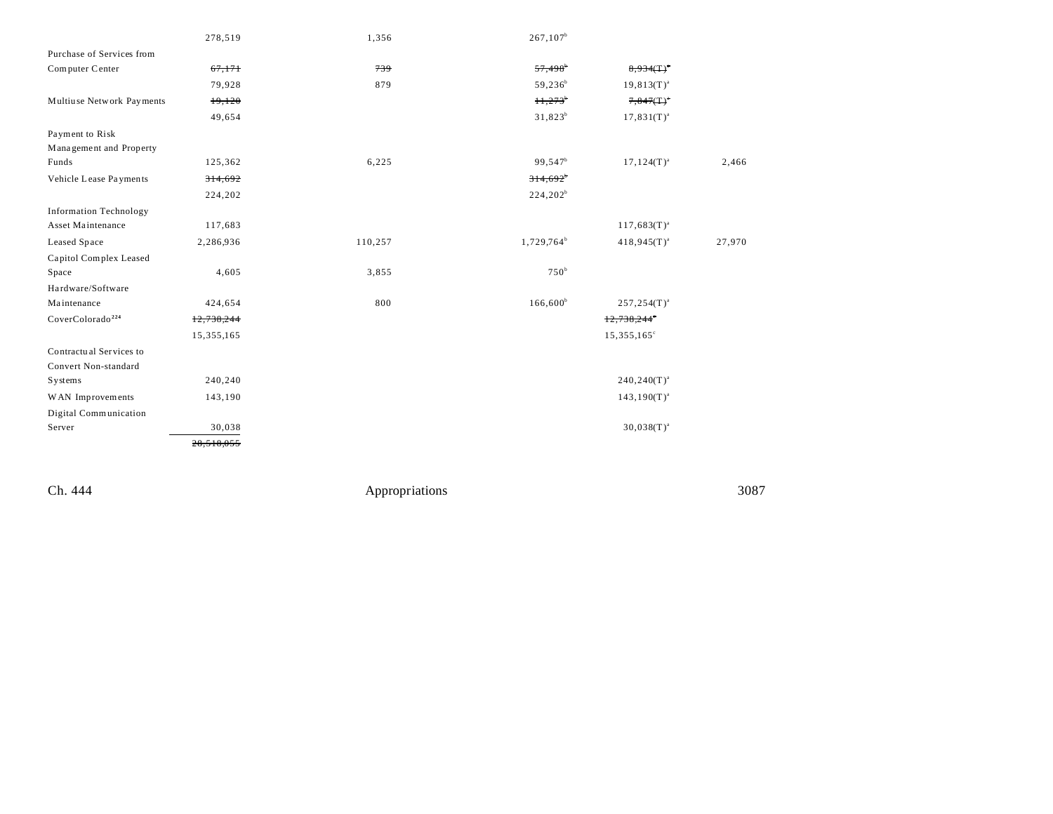| | | | | | |
|---|---|---|---|---|---|
| | 278,519 | 1,356 | 267,107[b] | | |
| Purchase of Services from Computer Center | ~~67,171~~ | ~~739~~ | ~~57,498[b]~~ | ~~8,934(T)[a]~~ | |
| | 79,928 | 879 | 59,236[b] | 19,813(T)[a] | |
| Multiuse Network Payments | ~~19,120~~ | | ~~11,273[b]~~ | ~~7,847(T)[a]~~ | |
| | 49,654 | | 31,823[b] | 17,831(T)[a] | |
| Payment to Risk Management and Property Funds | 125,362 | 6,225 | 99,547[b] | 17,124(T)[a] | 2,466 |
| Vehicle Lease Payments | ~~314,692~~ | | ~~314,692[b]~~ | | |
| | 224,202 | | 224,202[b] | | |
| Information Technology Asset Maintenance | 117,683 | | | 117,683(T)[a] | |
| Leased Space | 2,286,936 | 110,257 | 1,729,764[b] | 418,945(T)[a] | 27,970 |
| Capitol Complex Leased Space | 4,605 | 3,855 | 750[b] | | |
| Hardware/Software Maintenance | 424,654 | 800 | 166,600[b] | 257,254(T)[a] | |
| CoverColorado[224] | ~~12,738,244~~ | | | ~~12,738,244[c]~~ | |
| | 15,355,165 | | | 15,355,165[c] | |
| Contractual Services to Convert Non-standard Systems | 240,240 | | | 240,240(T)[a] | |
| WAN Improvements | 143,190 | | | 143,190(T)[a] | |
| Digital Communication Server | 30,038 | | | 30,038(T)[a] | |
| | ~~28,518,055~~ | | | | |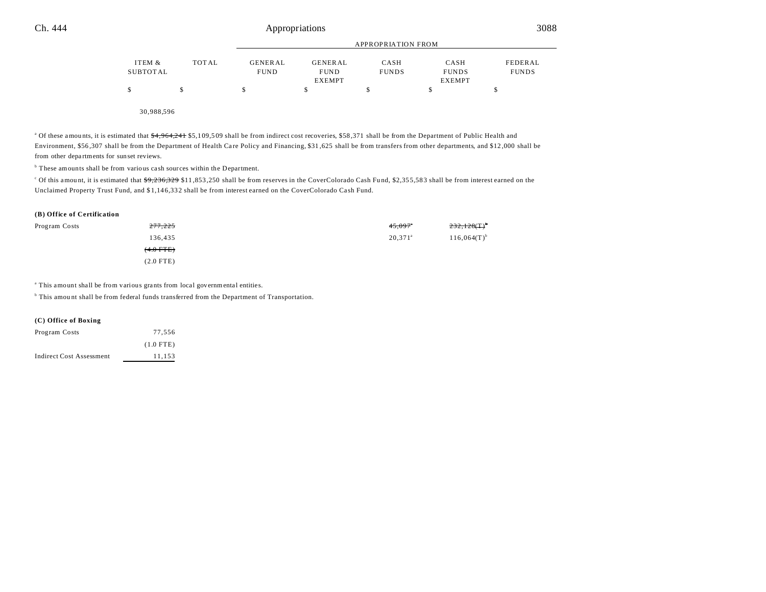| | ITEM & SUBTOTAL | TOTAL | GENERAL FUND | GENERAL FUND EXEMPT | CASH FUNDS | CASH FUNDS EXEMPT | FEDERAL FUNDS |
|---|---|---|---|---|---|---|---|
| | | | APPROPRIATION FROM | | | | |
| | $ | $ | $ | $ | $ | $ | $ |
| | 30,988,596 | | | | | | |

[a] Of these amounts, it is estimated that ~~$4,964,241~~ $5,109,509 shall be from indirect cost recoveries, $58,371 shall be from the Department of Public Health and Environment, $56,307 shall be from the Department of Health Care Policy and Financing, $31,625 shall be from transfers from other departments, and $12,000 shall be from other departments for sunset reviews.

[b] These amounts shall be from various cash sources within the Department.

[c] Of this amount, it is estimated that ~~$9,236,329~~ $11,853,250 shall be from reserves in the CoverColorado Cash Fund, $2,355,583 shall be from interest earned on the Unclaimed Property Trust Fund, and $1,146,332 shall be from interest earned on the CoverColorado Cash Fund.

**(B) Office of Certification**

| | ITEM & SUBTOTAL | TOTAL | GENERAL FUND | GENERAL FUND EXEMPT | CASH FUNDS | CASH FUNDS EXEMPT | FEDERAL FUNDS |
|---|---|---|---|---|---|---|---|
| Program Costs | ~~277,225~~ | | | | ~~45,097~~[a] | ~~232,128(T)~~[b] | |
| | 136,435 | | | | 20,371[a] | 116,064(T)[b] | |
| | ~~(4.0 FTE)~~ | | | | | | |
| | (2.0 FTE) | | | | | | |

[a] This amount shall be from various grants from local governmental entities.

[b] This amount shall be from federal funds transferred from the Department of Transportation.

**(C) Office of Boxing**

| | ITEM & SUBTOTAL | TOTAL | GENERAL FUND | GENERAL FUND EXEMPT | CASH FUNDS | CASH FUNDS EXEMPT | FEDERAL FUNDS |
|---|---|---|---|---|---|---|---|
| Program Costs | 77,556 | | | | | | |
| | (1.0 FTE) | | | | | | |
| Indirect Cost Assessment | 11,153 | | | | | | |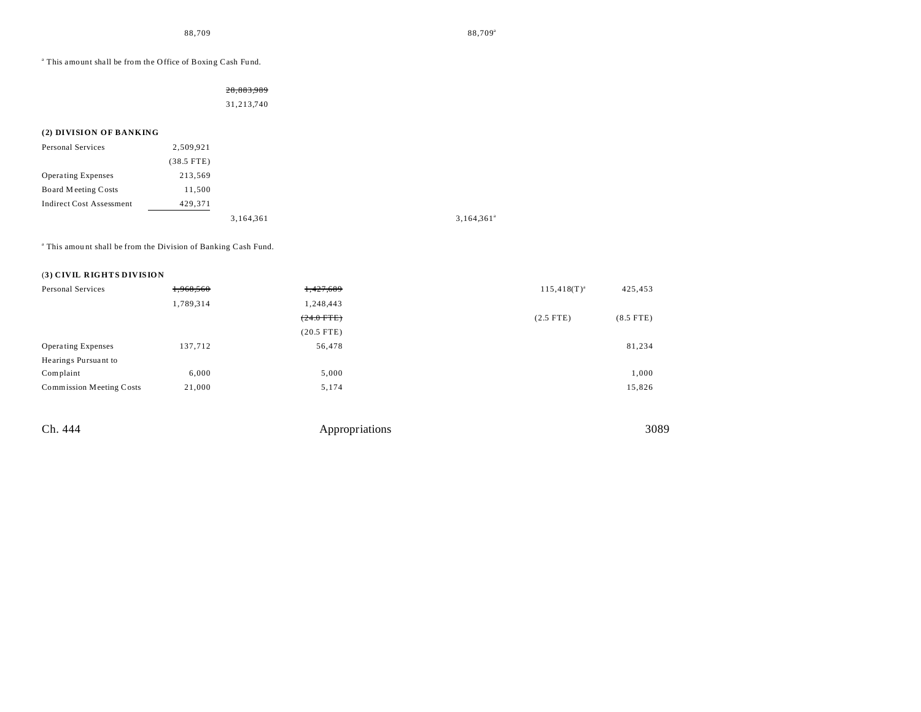| | | | | | | |
|---|---|---|---|---|---|---|
| | 88,709 | | | 88,709[a] | | |

[a] This amount shall be from the Office of Boxing Cash Fund.

| | | | | | | |
|---|---|---|---|---|---|---|
| | | ~~28,883,989~~ | | | | |
| | | 31,213,740 | | | | |

**(2) DIVISION OF BANKING**

| | | | | | | |
|---|---|---|---|---|---|---|
| Personal Services | 2,509,921 | | | | | |
| | (38.5 FTE) | | | | | |
| Operating Expenses | 213,569 | | | | | |
| Board Meeting Costs | 11,500 | | | | | |
| Indirect Cost Assessment | 429,371 | | | | | |
| | | 3,164,361 | | 3,164,361[a] | | |

[a] This amount shall be from the Division of Banking Cash Fund.

**(3) CIVIL RIGHTS DIVISION**

| | | | | | | |
|---|---|---|---|---|---|---|
| Personal Services | ~~1,968,560~~ | ~~1,427,689~~ | | | 115,418(T)[a] | 425,453 |
| | 1,789,314 | 1,248,443 | | | | |
| | | ~~(24.0 FTE)~~ | | | (2.5 FTE) | (8.5 FTE) |
| | | (20.5 FTE) | | | | |
| Operating Expenses | 137,712 | 56,478 | | | | 81,234 |
| Hearings Pursuant to Complaint | 6,000 | 5,000 | | | | 1,000 |
| Commission Meeting Costs | 21,000 | 5,174 | | | | 15,826 |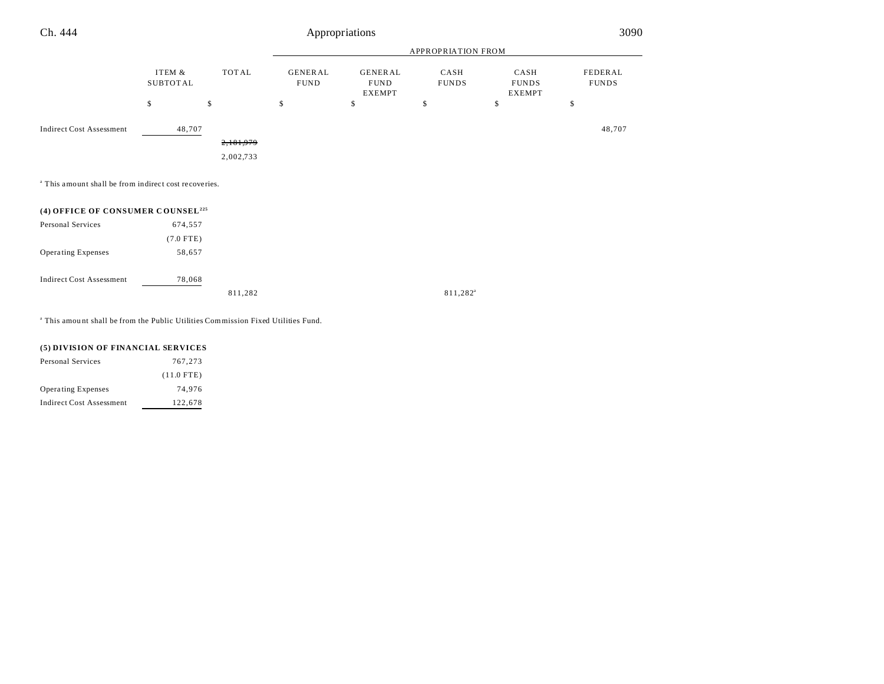| | ITEM & SUBTOTAL | TOTAL | GENERAL FUND | GENERAL FUND EXEMPT | CASH FUNDS | CASH FUNDS EXEMPT | FEDERAL FUNDS |
|---|---|---|---|---|---|---|---|
| | | | APPROPRIATION FROM | | | | |
| | $ | $ | $ | $ | $ | $ | $ |
| Indirect Cost Assessment | 48,707 | | | | | | 48,707 |
| | | ~~2,181,979~~ | | | | | |
| | | 2,002,733 | | | | | |

[a] This amount shall be from indirect cost recoveries.

**(4) OFFICE OF CONSUMER COUNSEL[225]**

| | ITEM & SUBTOTAL | TOTAL | GENERAL FUND | GENERAL FUND EXEMPT | CASH FUNDS | CASH FUNDS EXEMPT | FEDERAL FUNDS |
|---|---|---|---|---|---|---|---|
| Personal Services | 674,557 | | | | | | |
| | (7.0 FTE) | | | | | | |
| Operating Expenses | 58,657 | | | | | | |
| Indirect Cost Assessment | 78,068 | | | | | | |
| | | 811,282 | | | 811,282[a] | | |

[a] This amount shall be from the Public Utilities Commission Fixed Utilities Fund.

**(5) DIVISION OF FINANCIAL SERVICES**

| | ITEM & SUBTOTAL | TOTAL | GENERAL FUND | GENERAL FUND EXEMPT | CASH FUNDS | CASH FUNDS EXEMPT | FEDERAL FUNDS |
|---|---|---|---|---|---|---|---|
| Personal Services | 767,273 | | | | | | |
| | (11.0 FTE) | | | | | | |
| Operating Expenses | 74,976 | | | | | | |
| Indirect Cost Assessment | 122,678 | | | | | | |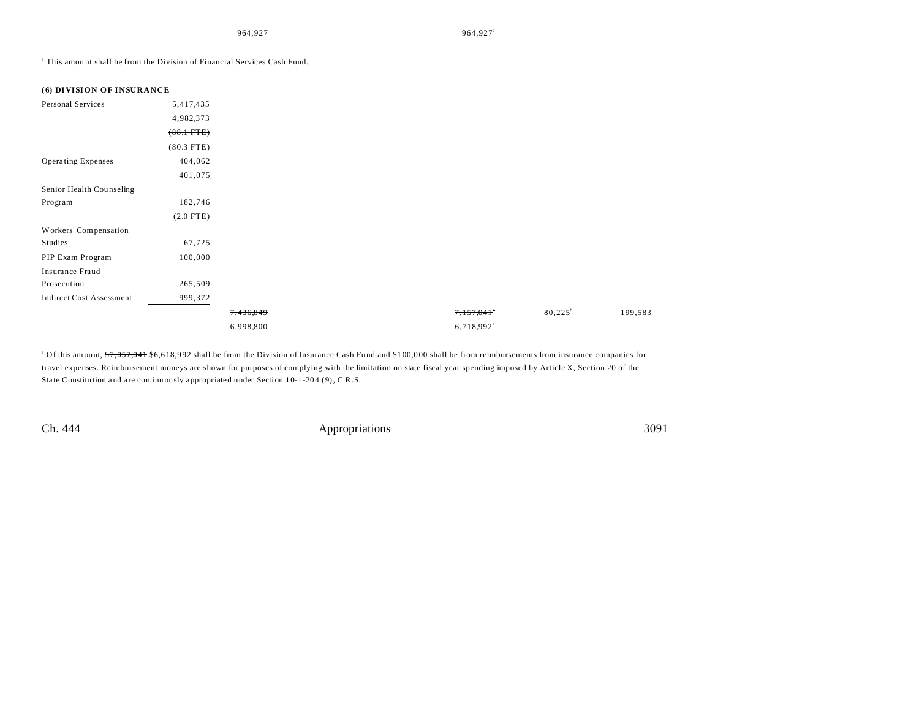| | | | | | | |
|---|---|---|---|---|---|---|
| | | 964,927 | | 964,927[a] | | |

[a] This amount shall be from the Division of Financial Services Cash Fund.

**(6) DIVISION OF INSURANCE**

| | | | | | | |
|---|---|---|---|---|---|---|
| Personal Services | ~~5,417,435~~ | | | | | |
| | 4,982,373 | | | | | |
| | ~~(80.1 FTE)~~ | | | | | |
| | (80.3 FTE) | | | | | |
| Operating Expenses | ~~404,062~~ | | | | | |
| | 401,075 | | | | | |
| Senior Health Counseling Program | 182,746 | | | | | |
| | (2.0 FTE) | | | | | |
| Workers' Compensation Studies | 67,725 | | | | | |
| PIP Exam Program | 100,000 | | | | | |
| Insurance Fraud Prosecution | 265,509 | | | | | |
| Indirect Cost Assessment | 999,372 | | | | | |
| | | ~~7,436,849~~ | | ~~7,157,041~~[a] | 80,225[b] | 199,583 |
| | | 6,998,800 | | 6,718,992[a] | | |

[a] Of this amount, ~~$7,057,041~~ $6,618,992 shall be from the Division of Insurance Cash Fund and $100,000 shall be from reimbursements from insurance companies for travel expenses. Reimbursement moneys are shown for purposes of complying with the limitation on state fiscal year spending imposed by Article X, Section 20 of the State Constitution and are continuously appropriated under Section 10-1-204 (9), C.R.S.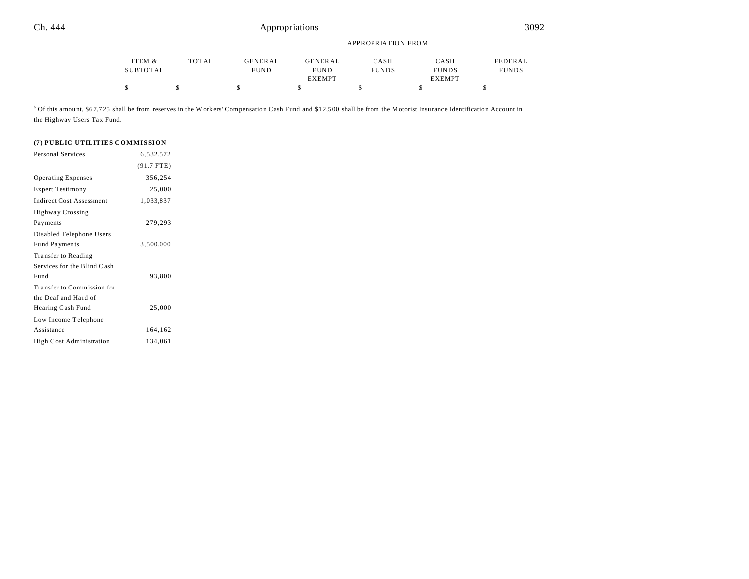| | ITEM & SUBTOTAL | TOTAL | APPROPRIATION FROM GENERAL FUND | GENERAL FUND EXEMPT | CASH FUNDS | CASH FUNDS EXEMPT | FEDERAL FUNDS |
|---|---|---|---|---|---|---|---|
| | $ | $ | $ | $ | $ | $ | $ |

[b] Of this amount, $67,725 shall be from reserves in the Workers' Compensation Cash Fund and $12,500 shall be from the Motorist Insurance Identification Account in the Highway Users Tax Fund.

**(7) PUBLIC UTILITIES COMMISSION**

| | ITEM & SUBTOTAL | TOTAL | GENERAL FUND | GENERAL FUND EXEMPT | CASH FUNDS | CASH FUNDS EXEMPT | FEDERAL FUNDS |
|---|---|---|---|---|---|---|---|
| Personal Services | 6,532,572 | | | | | | |
| | (91.7 FTE) | | | | | | |
| Operating Expenses | 356,254 | | | | | | |
| Expert Testimony | 25,000 | | | | | | |
| Indirect Cost Assessment | 1,033,837 | | | | | | |
| Highway Crossing Payments | 279,293 | | | | | | |
| Disabled Telephone Users Fund Payments | 3,500,000 | | | | | | |
| Transfer to Reading Services for the Blind Cash Fund | 93,800 | | | | | | |
| Transfer to Commission for the Deaf and Hard of Hearing Cash Fund | 25,000 | | | | | | |
| Low Income Telephone Assistance | 164,162 | | | | | | |
| High Cost Administration | 134,061 | | | | | | |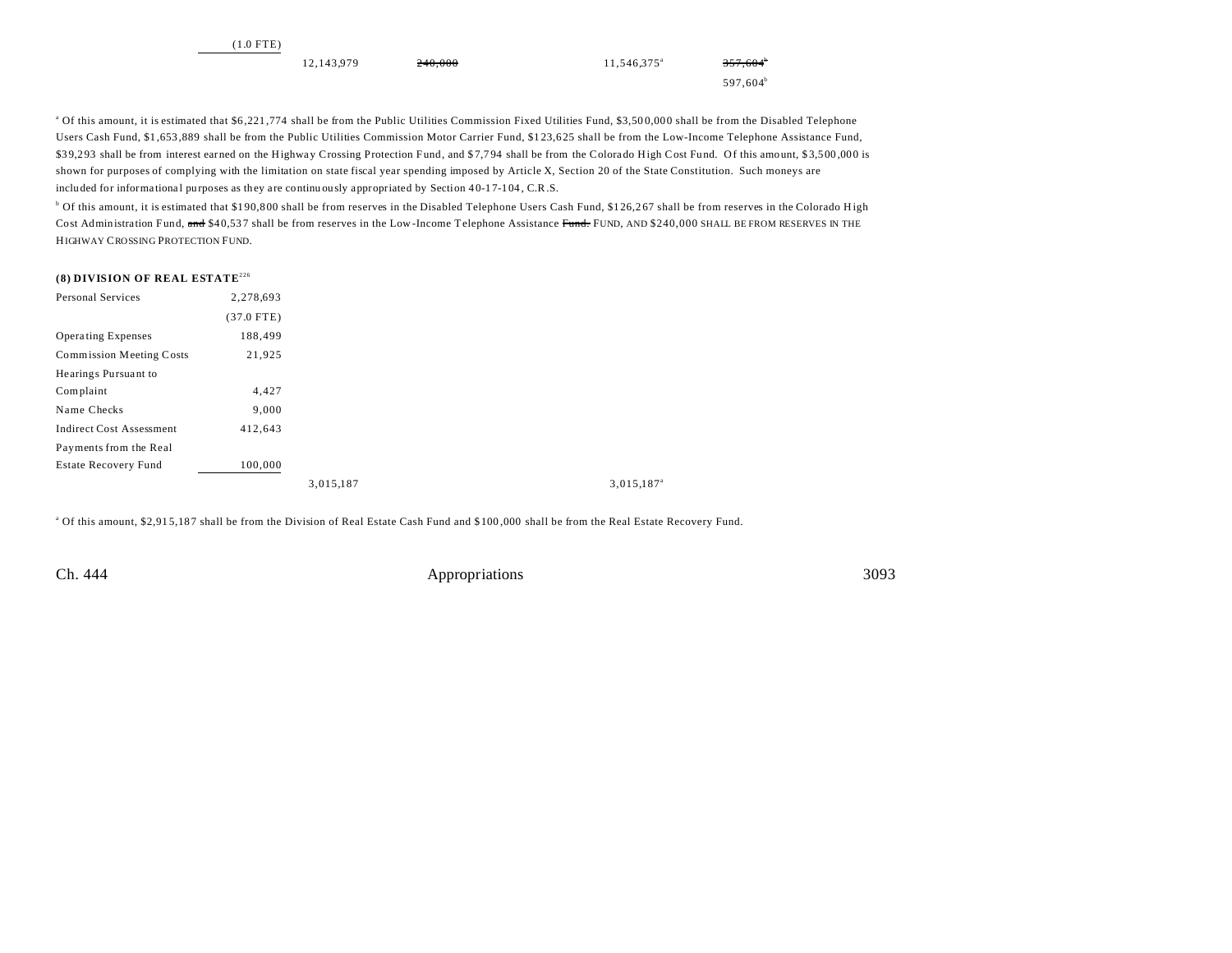| | | | | | |
|---|---|---|---|---|---|
| | (1.0 FTE) | | | | |
| | | 12,143,979 | ~~240,000~~ | 11,546,375[a] | ~~357,604~~[b] |
| | | | | | 597,604[b] |

[a] Of this amount, it is estimated that $6,221,774 shall be from the Public Utilities Commission Fixed Utilities Fund, $3,500,000 shall be from the Disabled Telephone Users Cash Fund, $1,653,889 shall be from the Public Utilities Commission Motor Carrier Fund, $123,625 shall be from the Low-Income Telephone Assistance Fund, $39,293 shall be from interest earned on the Highway Crossing Protection Fund, and $7,794 shall be from the Colorado High Cost Fund. Of this amount, $3,500,000 is shown for purposes of complying with the limitation on state fiscal year spending imposed by Article X, Section 20 of the State Constitution. Such moneys are included for informational purposes as they are continuously appropriated by Section 40-17-104, C.R.S.

[b] Of this amount, it is estimated that $190,800 shall be from reserves in the Disabled Telephone Users Cash Fund, $126,267 shall be from reserves in the Colorado High Cost Administration Fund, ~~and~~ $40,537 shall be from reserves in the Low-Income Telephone Assistance ~~Fund.~~ FUND, AND $240,000 SHALL BE FROM RESERVES IN THE HIGHWAY CROSSING PROTECTION FUND.

**(8) DIVISION OF REAL ESTATE**[226]

| | | | | |
|---|---|---|---|---|
| Personal Services | 2,278,693 | | | |
| | (37.0 FTE) | | | |
| Operating Expenses | 188,499 | | | |
| Commission Meeting Costs | 21,925 | | | |
| Hearings Pursuant to Complaint | 4,427 | | | |
| Name Checks | 9,000 | | | |
| Indirect Cost Assessment | 412,643 | | | |
| Payments from the Real Estate Recovery Fund | 100,000 | | | |
| | | 3,015,187 | | 3,015,187[a] |

[a] Of this amount, $2,915,187 shall be from the Division of Real Estate Cash Fund and $100,000 shall be from the Real Estate Recovery Fund.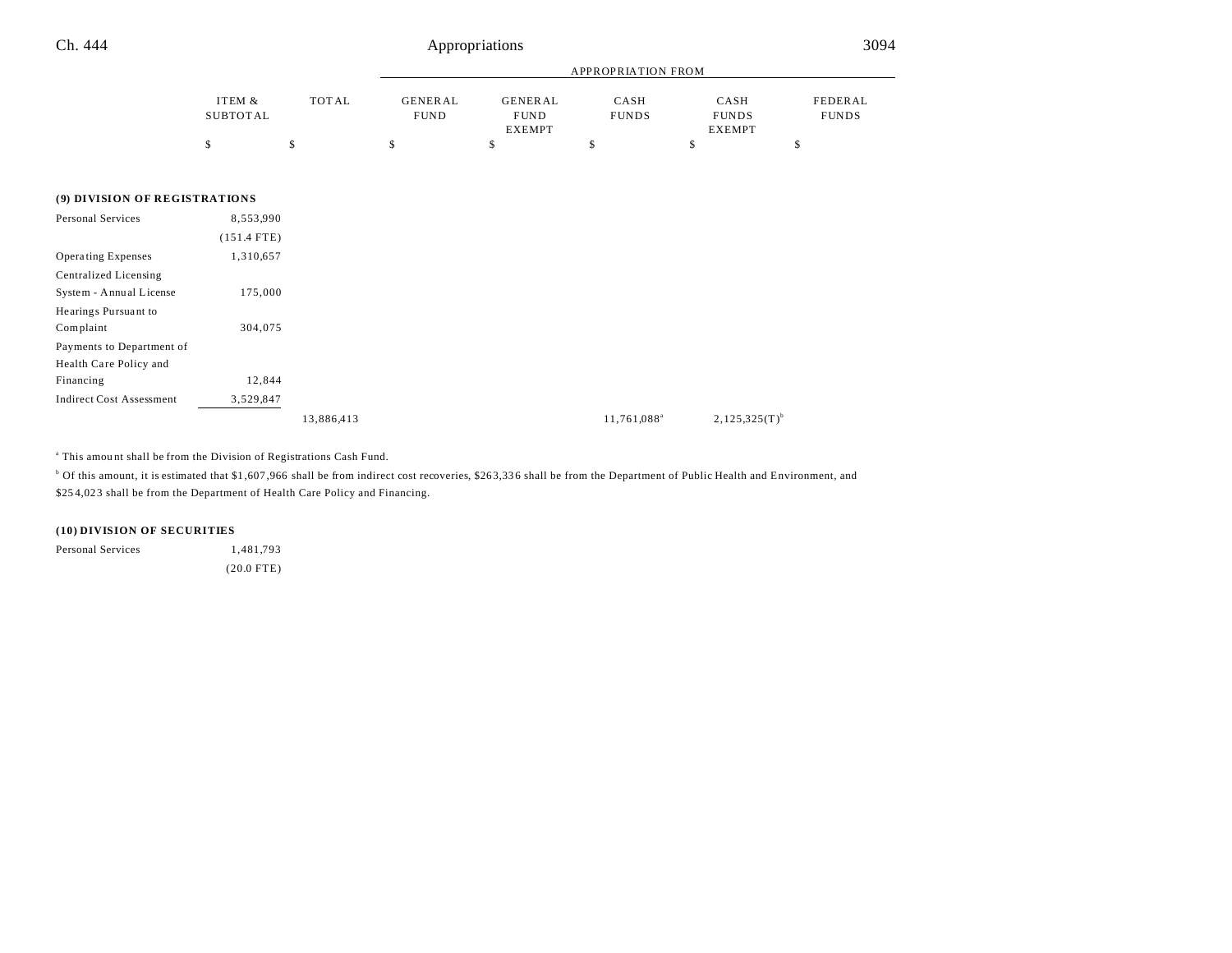| | ITEM & SUBTOTAL | TOTAL | APPROPRIATION FROM GENERAL FUND | GENERAL FUND EXEMPT | CASH FUNDS | CASH FUNDS EXEMPT | FEDERAL FUNDS |
|---|---|---|---|---|---|---|---|
| | $ | $ | $ | $ | $ | $ | $ |
| **(9) DIVISION OF REGISTRATIONS** | | | | | | | |
| Personal Services | 8,553,990 | | | | | | |
| | (151.4 FTE) | | | | | | |
| Operating Expenses | 1,310,657 | | | | | | |
| Centralized Licensing System - Annual License | 175,000 | | | | | | |
| Hearings Pursuant to Complaint | 304,075 | | | | | | |
| Payments to Department of Health Care Policy and Financing | 12,844 | | | | | | |
| Indirect Cost Assessment | 3,529,847 | | | | | | |
| | | 13,886,413 | | | 11,761,088[a] | 2,125,325(T)[b] | |

[a] This amount shall be from the Division of Registrations Cash Fund.

[b] Of this amount, it is estimated that $1,607,966 shall be from indirect cost recoveries, $263,336 shall be from the Department of Public Health and Environment, and $254,023 shall be from the Department of Health Care Policy and Financing.

| | ITEM & SUBTOTAL | TOTAL | GENERAL FUND | GENERAL FUND EXEMPT | CASH FUNDS | CASH FUNDS EXEMPT | FEDERAL FUNDS |
|---|---|---|---|---|---|---|---|
| **(10) DIVISION OF SECURITIES** | | | | | | | |
| Personal Services | 1,481,793 | | | | | | |
| | (20.0 FTE) | | | | | | |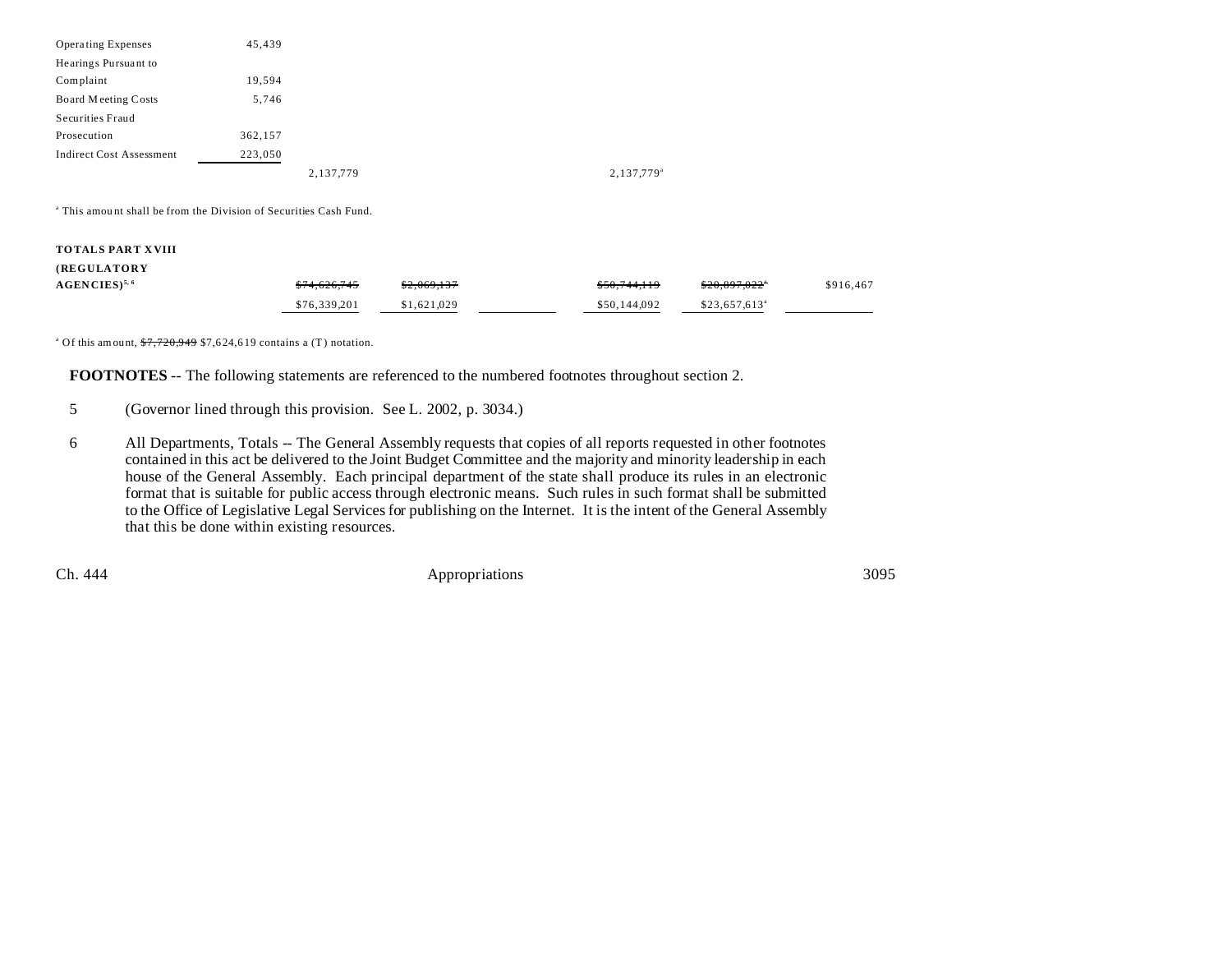| | | | | | | | |
|---|---|---|---|---|---|---|---|
| Operating Expenses | 45,439 | | | | | | |
| Hearings Pursuant to Complaint | 19,594 | | | | | | |
| Board Meeting Costs | 5,746 | | | | | | |
| Securities Fraud Prosecution | 362,157 | | | | | | |
| Indirect Cost Assessment | 223,050 | | | | | | |
| | | 2,137,779 | | | 2,137,779[a] | | |

[a] This amount shall be from the Division of Securities Cash Fund.

| | | | | | | |
|---|---|---|---|---|---|---|
| **TOTALS PART XVIII (REGULATORY AGENCIES)**[5, 6] | ~~$74,626,745~~ | ~~$2,069,137~~ | | ~~$50,744,119~~ | ~~$20,897,022~~[a] | $916,467 |
| | $76,339,201 | $1,621,029 | | $50,144,092 | $23,657,613[a] | |

[a] Of this amount, ~~$7,720,949~~ $7,624,619 contains a (T) notation.

**FOOTNOTES** -- The following statements are referenced to the numbered footnotes throughout section 2.

5 (Governor lined through this provision. See L. 2002, p. 3034.)

6 All Departments, Totals -- The General Assembly requests that copies of all reports requested in other footnotes contained in this act be delivered to the Joint Budget Committee and the majority and minority leadership in each house of the General Assembly. Each principal department of the state shall produce its rules in an electronic format that is suitable for public access through electronic means. Such rules in such format shall be submitted to the Office of Legislative Legal Services for publishing on the Internet. It is the intent of the General Assembly that this be done within existing resources.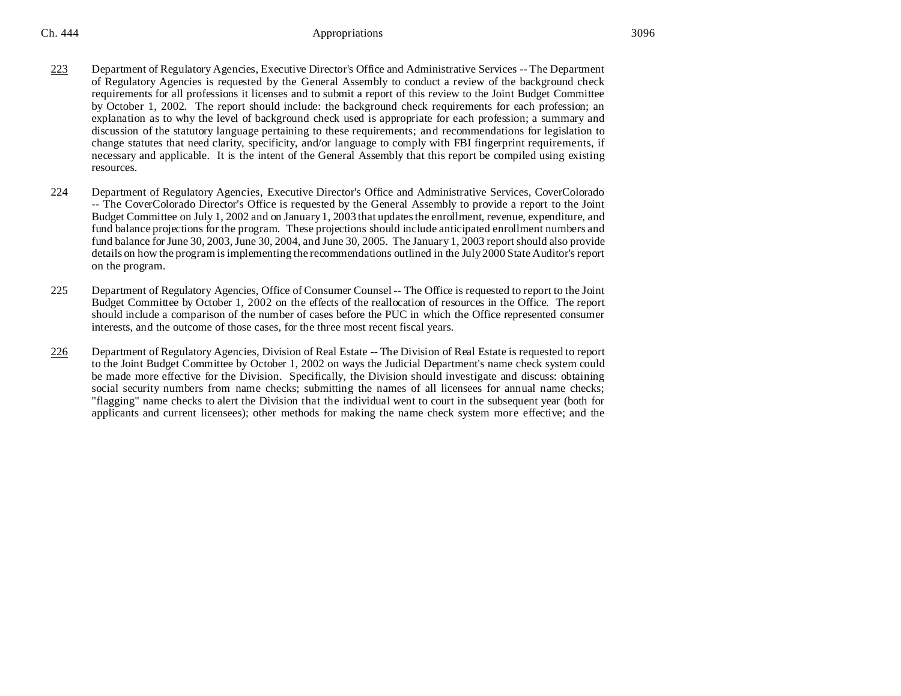223 Department of Regulatory Agencies, Executive Director's Office and Administrative Services -- The Department of Regulatory Agencies is requested by the General Assembly to conduct a review of the background check requirements for all professions it licenses and to submit a report of this review to the Joint Budget Committee by October 1, 2002. The report should include: the background check requirements for each profession; an explanation as to why the level of background check used is appropriate for each profession; a summary and discussion of the statutory language pertaining to these requirements; and recommendations for legislation to change statutes that need clarity, specificity, and/or language to comply with FBI fingerprint requirements, if necessary and applicable. It is the intent of the General Assembly that this report be compiled using existing resources.

224 Department of Regulatory Agencies, Executive Director's Office and Administrative Services, CoverColorado -- The CoverColorado Director's Office is requested by the General Assembly to provide a report to the Joint Budget Committee on July 1, 2002 and on January 1, 2003 that updates the enrollment, revenue, expenditure, and fund balance projections for the program. These projections should include anticipated enrollment numbers and fund balance for June 30, 2003, June 30, 2004, and June 30, 2005. The January 1, 2003 report should also provide details on how the program is implementing the recommendations outlined in the July 2000 State Auditor's report on the program.

225 Department of Regulatory Agencies, Office of Consumer Counsel -- The Office is requested to report to the Joint Budget Committee by October 1, 2002 on the effects of the reallocation of resources in the Office. The report should include a comparison of the number of cases before the PUC in which the Office represented consumer interests, and the outcome of those cases, for the three most recent fiscal years.

226 Department of Regulatory Agencies, Division of Real Estate -- The Division of Real Estate is requested to report to the Joint Budget Committee by October 1, 2002 on ways the Judicial Department's name check system could be made more effective for the Division. Specifically, the Division should investigate and discuss: obtaining social security numbers from name checks; submitting the names of all licensees for annual name checks; "flagging" name checks to alert the Division that the individual went to court in the subsequent year (both for applicants and current licensees); other methods for making the name check system more effective; and the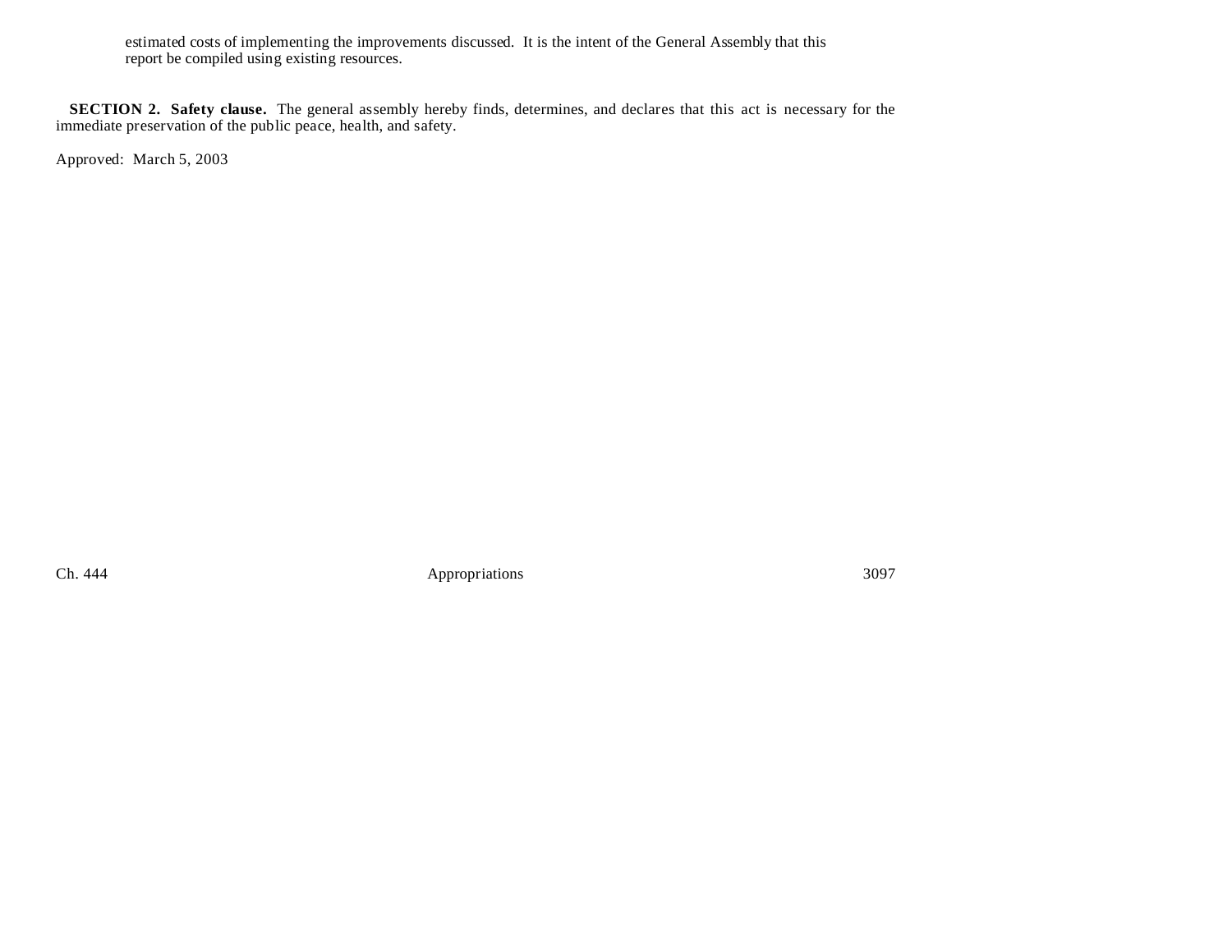estimated costs of implementing the improvements discussed. It is the intent of the General Assembly that this report be compiled using existing resources.

**SECTION 2. Safety clause.** The general assembly hereby finds, determines, and declares that this act is necessary for the immediate preservation of the public peace, health, and safety.

Approved: March 5, 2003